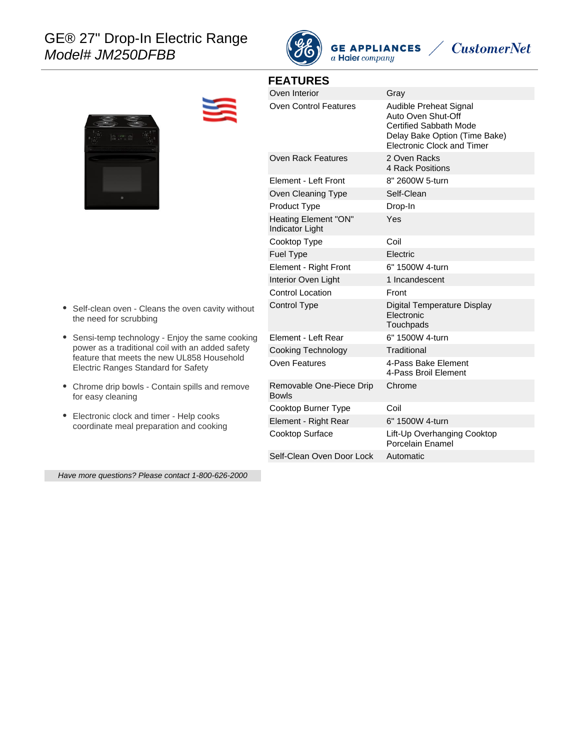# GE® 27" Drop-In Electric Range

*Model# JM250DFBB*

GE APPLIANCES
*a Haier company*

CustomerNet

- Self-clean oven - Cleans the oven cavity without the need for scrubbing
- Sensi-temp technology - Enjoy the same cooking power as a traditional coil with an added safety feature that meets the new UL858 Household Electric Ranges Standard for Safety
- Chrome drip bowls - Contain spills and remove for easy cleaning
- Electronic clock and timer - Help cooks coordinate meal preparation and cooking

*Have more questions? Please contact 1-800-626-2000*

## FEATURES

| | |
|---|---|
| Oven Interior | Gray |
| Oven Control Features | Audible Preheat Signal<br>Auto Oven Shut-Off<br>Certified Sabbath Mode<br>Delay Bake Option (Time Bake)<br>Electronic Clock and Timer |
| Oven Rack Features | 2 Oven Racks<br>4 Rack Positions |
| Element - Left Front | 8" 2600W 5-turn |
| Oven Cleaning Type | Self-Clean |
| Product Type | Drop-In |
| Heating Element "ON" Indicator Light | Yes |
| Cooktop Type | Coil |
| Fuel Type | Electric |
| Element - Right Front | 6" 1500W 4-turn |
| Interior Oven Light | 1 Incandescent |
| Control Location | Front |
| Control Type | Digital Temperature Display<br>Electronic<br>Touchpads |
| Element - Left Rear | 6" 1500W 4-turn |
| Cooking Technology | Traditional |
| Oven Features | 4-Pass Bake Element<br>4-Pass Broil Element |
| Removable One-Piece Drip Bowls | Chrome |
| Cooktop Burner Type | Coil |
| Element - Right Rear | 6" 1500W 4-turn |
| Cooktop Surface | Lift-Up Overhanging Cooktop<br>Porcelain Enamel |
| Self-Clean Oven Door Lock | Automatic |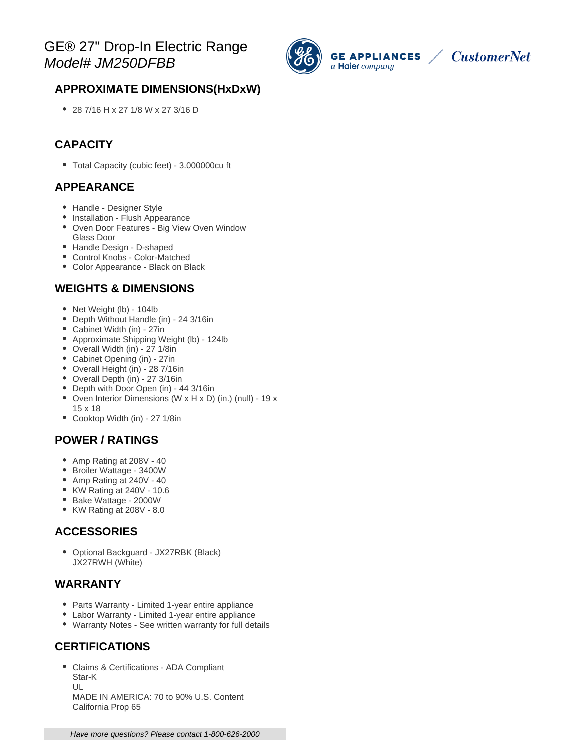# GE® 27" Drop-In Electric Range
*Model# JM250DFBB*

## APPROXIMATE DIMENSIONS(HxDxW)

- 28 7/16 H x 27 1/8 W x 27 3/16 D

## CAPACITY

- Total Capacity (cubic feet) - 3.000000cu ft

## APPEARANCE

- Handle - Designer Style
- Installation - Flush Appearance
- Oven Door Features - Big View Oven Window Glass Door
- Handle Design - D-shaped
- Control Knobs - Color-Matched
- Color Appearance - Black on Black

## WEIGHTS & DIMENSIONS

- Net Weight (lb) - 104lb
- Depth Without Handle (in) - 24 3/16in
- Cabinet Width (in) - 27in
- Approximate Shipping Weight (lb) - 124lb
- Overall Width (in) - 27 1/8in
- Cabinet Opening (in) - 27in
- Overall Height (in) - 28 7/16in
- Overall Depth (in) - 27 3/16in
- Depth with Door Open (in) - 44 3/16in
- Oven Interior Dimensions (W x H x D) (in.) (null) - 19 x 15 x 18
- Cooktop Width (in) - 27 1/8in

## POWER / RATINGS

- Amp Rating at 208V - 40
- Broiler Wattage - 3400W
- Amp Rating at 240V - 40
- KW Rating at 240V - 10.6
- Bake Wattage - 2000W
- KW Rating at 208V - 8.0

## ACCESSORIES

- Optional Backguard - JX27RBK (Black)
  JX27RWH (White)

## WARRANTY

- Parts Warranty - Limited 1-year entire appliance
- Labor Warranty - Limited 1-year entire appliance
- Warranty Notes - See written warranty for full details

## CERTIFICATIONS

- Claims & Certifications - ADA Compliant
  Star-K
  UL
  MADE IN AMERICA: 70 to 90% U.S. Content
  California Prop 65

*Have more questions? Please contact 1-800-626-2000*